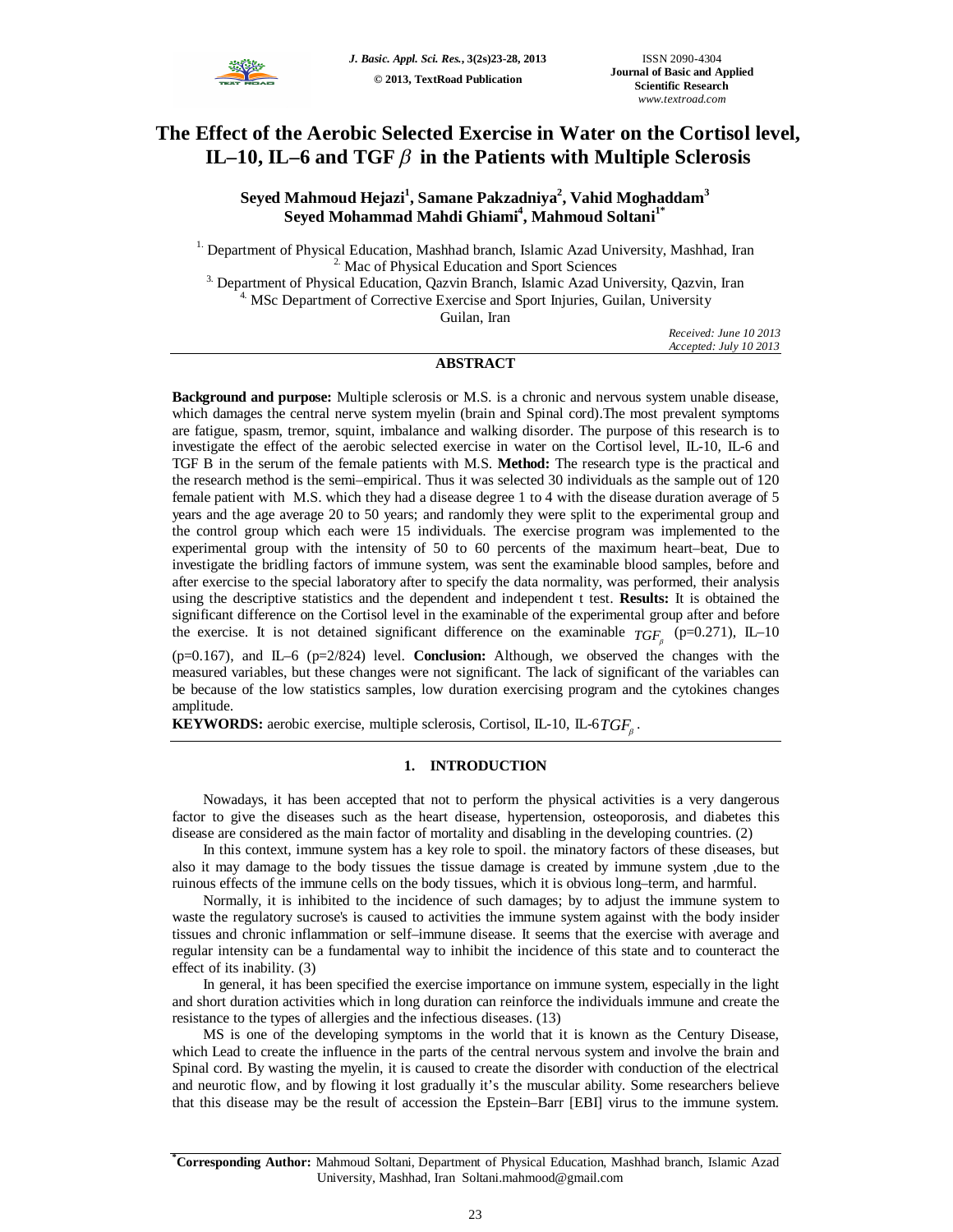# The Effect of the Aerobic Selected Exercise in Water on the Cortisol level, IL–10, IL–6 and TGF $\beta$ in the Patients with Multiple Sclerosis

**Seyed Mahmoud Hejazi[1], Samane Pakzadniya[2], Vahid Moghaddam[3] Seyed Mohammad Mahdi Ghiami[4], Mahmoud Soltani[1*]**

[1.] Department of Physical Education, Mashhad branch, Islamic Azad University, Mashhad, Iran
[2.] Mac of Physical Education and Sport Sciences
[3.] Department of Physical Education, Qazvin Branch, Islamic Azad University, Qazvin, Iran
[4.] MSc Department of Corrective Exercise and Sport Injuries, Guilan, University Guilan, Iran

*Received: June 10 2013*
*Accepted: July 10 2013*

## ABSTRACT

**Background and purpose:** Multiple sclerosis or M.S. is a chronic and nervous system unable disease, which damages the central nerve system myelin (brain and Spinal cord).The most prevalent symptoms are fatigue, spasm, tremor, squint, imbalance and walking disorder. The purpose of this research is to investigate the effect of the aerobic selected exercise in water on the Cortisol level, IL-10, IL-6 and TGF B in the serum of the female patients with M.S. **Method:** The research type is the practical and the research method is the semi–empirical. Thus it was selected 30 individuals as the sample out of 120 female patient with M.S. which they had a disease degree 1 to 4 with the disease duration average of 5 years and the age average 20 to 50 years; and randomly they were split to the experimental group and the control group which each were 15 individuals. The exercise program was implemented to the experimental group with the intensity of 50 to 60 percents of the maximum heart–beat, Due to investigate the bridling factors of immune system, was sent the examinable blood samples, before and after exercise to the special laboratory after to specify the data normality, was performed, their analysis using the descriptive statistics and the dependent and independent t test. **Results:** It is obtained the significant difference on the Cortisol level in the examinable of the experimental group after and before the exercise. It is not detained significant difference on the examinable $TGF_{\beta}$ (p=0.271), IL–10 (p=0.167), and IL–6 (p=2/824) level. **Conclusion:** Although, we observed the changes with the measured variables, but these changes were not significant. The lack of significant of the variables can be because of the low statistics samples, low duration exercising program and the cytokines changes amplitude.

**KEYWORDS:** aerobic exercise, multiple sclerosis, Cortisol, IL-10, IL-6$TGF_{\beta}$.

## 1. INTRODUCTION

Nowadays, it has been accepted that not to perform the physical activities is a very dangerous factor to give the diseases such as the heart disease, hypertension, osteoporosis, and diabetes this disease are considered as the main factor of mortality and disabling in the developing countries. (2)

In this context, immune system has a key role to spoil. the minatory factors of these diseases, but also it may damage to the body tissues the tissue damage is created by immune system ,due to the ruinous effects of the immune cells on the body tissues, which it is obvious long–term, and harmful.

Normally, it is inhibited to the incidence of such damages; by to adjust the immune system to waste the regulatory sucrose's is caused to activities the immune system against with the body insider tissues and chronic inflammation or self–immune disease. It seems that the exercise with average and regular intensity can be a fundamental way to inhibit the incidence of this state and to counteract the effect of its inability. (3)

In general, it has been specified the exercise importance on immune system, especially in the light and short duration activities which in long duration can reinforce the individuals immune and create the resistance to the types of allergies and the infectious diseases. (13)

MS is one of the developing symptoms in the world that it is known as the Century Disease, which Lead to create the influence in the parts of the central nervous system and involve the brain and Spinal cord. By wasting the myelin, it is caused to create the disorder with conduction of the electrical and neurotic flow, and by flowing it lost gradually it's the muscular ability. Some researchers believe that this disease may be the result of accession the Epstein–Barr [EBI] virus to the immune system.

[*]**Corresponding Author:** Mahmoud Soltani, Department of Physical Education, Mashhad branch, Islamic Azad University, Mashhad, Iran Soltani.mahmood@gmail.com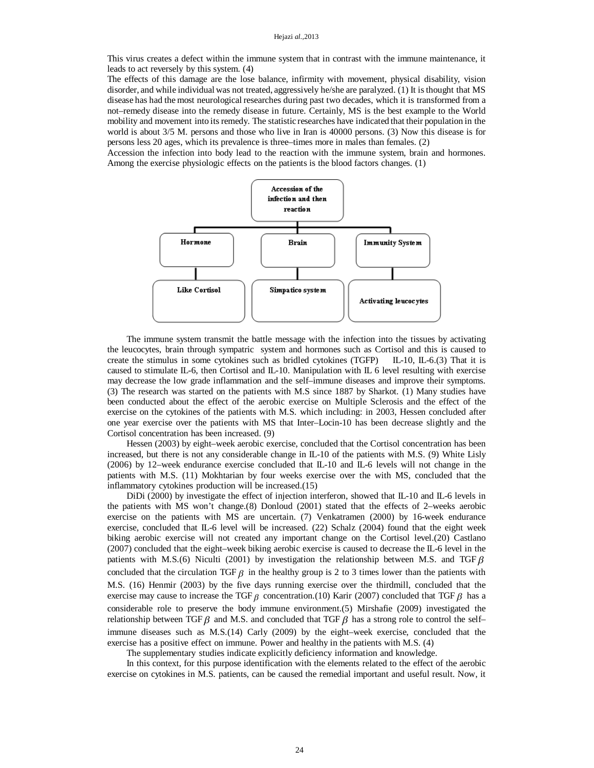This virus creates a defect within the immune system that in contrast with the immune maintenance, it leads to act reversely by this system. (4)

The effects of this damage are the lose balance, infirmity with movement, physical disability, vision disorder, and while individual was not treated, aggressively he/she are paralyzed. (1) It is thought that MS disease has had the most neurological researches during past two decades, which it is transformed from a not–remedy disease into the remedy disease in future. Certainly, MS is the best example to the World mobility and movement into its remedy. The statistic researches have indicated that their population in the world is about 3/5 M. persons and those who live in Iran is 40000 persons. (3) Now this disease is for persons less 20 ages, which its prevalence is three–times more in males than females. (2)

Accession the infection into body lead to the reaction with the immune system, brain and hormones. Among the exercise physiologic effects on the patients is the blood factors changes. (1)

Accession of the infection and then reaction

| Hormone | Brain | Immunity System |
|---|---|---|
| Like Cortisol | Simpatico system | Activating leucocytes |

The immune system transmit the battle message with the infection into the tissues by activating the leucocytes, brain through sympatric system and hormones such as Cortisol and this is caused to create the stimulus in some cytokines such as bridled cytokines (TGFP) IL-10, IL-6.(3) That it is caused to stimulate IL-6, then Cortisol and IL-10. Manipulation with IL 6 level resulting with exercise may decrease the low grade inflammation and the self–immune diseases and improve their symptoms. (3) The research was started on the patients with M.S since 1887 by Sharkot. (1) Many studies have been conducted about the effect of the aerobic exercise on Multiple Sclerosis and the effect of the exercise on the cytokines of the patients with M.S. which including: in 2003, Hessen concluded after one year exercise over the patients with MS that Inter–Locin-10 has been decrease slightly and the Cortisol concentration has been increased. (9)

Hessen (2003) by eight–week aerobic exercise, concluded that the Cortisol concentration has been increased, but there is not any considerable change in IL-10 of the patients with M.S. (9) White Lisly (2006) by 12–week endurance exercise concluded that IL-10 and IL-6 levels will not change in the patients with M.S. (11) Mokhtarian by four weeks exercise over the with MS, concluded that the inflammatory cytokines production will be increased.(15)

DiDi (2000) by investigate the effect of injection interferon, showed that IL-10 and IL-6 levels in the patients with MS won't change.(8) Donloud (2001) stated that the effects of 2–weeks aerobic exercise on the patients with MS are uncertain. (7) Venkatramen (2000) by 16-week endurance exercise, concluded that IL-6 level will be increased. (22) Schalz (2004) found that the eight week biking aerobic exercise will not created any important change on the Cortisol level.(20) Castlano (2007) concluded that the eight–week biking aerobic exercise is caused to decrease the IL-6 level in the patients with M.S.(6) Niculti (2001) by investigation the relationship between M.S. and TGF$\beta$ concluded that the circulation TGF$\beta$ in the healthy group is 2 to 3 times lower than the patients with M.S. (16) Henmir (2003) by the five days running exercise over the thirdmill, concluded that the exercise may cause to increase the TGF$\beta$ concentration.(10) Karir (2007) concluded that TGF$\beta$ has a considerable role to preserve the body immune environment.(5) Mirshafie (2009) investigated the relationship between TGF$\beta$ and M.S. and concluded that TGF$\beta$ has a strong role to control the self–immune diseases such as M.S.(14) Carly (2009) by the eight–week exercise, concluded that the exercise has a positive effect on immune. Power and healthy in the patients with M.S. (4)

The supplementary studies indicate explicitly deficiency information and knowledge.

In this context, for this purpose identification with the elements related to the effect of the aerobic exercise on cytokines in M.S. patients, can be caused the remedial important and useful result. Now, it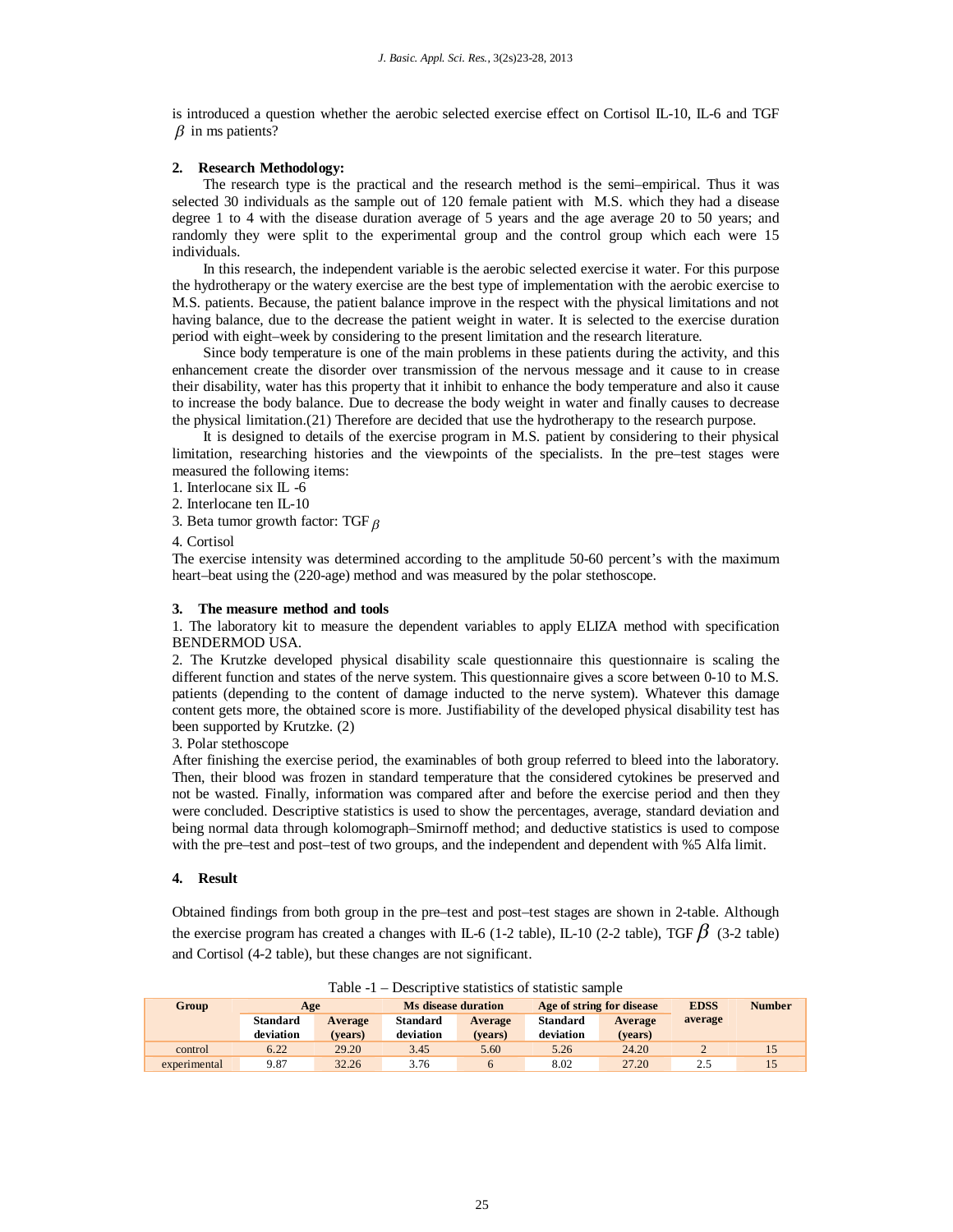is introduced a question whether the aerobic selected exercise effect on Cortisol IL-10, IL-6 and TGF $\beta$ in ms patients?

## 2. Research Methodology:

The research type is the practical and the research method is the semi–empirical. Thus it was selected 30 individuals as the sample out of 120 female patient with M.S. which they had a disease degree 1 to 4 with the disease duration average of 5 years and the age average 20 to 50 years; and randomly they were split to the experimental group and the control group which each were 15 individuals.

In this research, the independent variable is the aerobic selected exercise it water. For this purpose the hydrotherapy or the watery exercise are the best type of implementation with the aerobic exercise to M.S. patients. Because, the patient balance improve in the respect with the physical limitations and not having balance, due to the decrease the patient weight in water. It is selected to the exercise duration period with eight–week by considering to the present limitation and the research literature.

Since body temperature is one of the main problems in these patients during the activity, and this enhancement create the disorder over transmission of the nervous message and it cause to in crease their disability, water has this property that it inhibit to enhance the body temperature and also it cause to increase the body balance. Due to decrease the body weight in water and finally causes to decrease the physical limitation.(21) Therefore are decided that use the hydrotherapy to the research purpose.

It is designed to details of the exercise program in M.S. patient by considering to their physical limitation, researching histories and the viewpoints of the specialists. In the pre–test stages were measured the following items:

1. Interlocane six IL -6
2. Interlocane ten IL-10
3. Beta tumor growth factor: TGF $\beta$
4. Cortisol

The exercise intensity was determined according to the amplitude 50-60 percent's with the maximum heart–beat using the (220-age) method and was measured by the polar stethoscope.

## 3. The measure method and tools

1. The laboratory kit to measure the dependent variables to apply ELIZA method with specification BENDERMOD USA.
2. The Krutzke developed physical disability scale questionnaire this questionnaire is scaling the different function and states of the nerve system. This questionnaire gives a score between 0-10 to M.S. patients (depending to the content of damage inducted to the nerve system). Whatever this damage content gets more, the obtained score is more. Justifiability of the developed physical disability test has been supported by Krutzke. (2)
3. Polar stethoscope

After finishing the exercise period, the examinables of both group referred to bleed into the laboratory. Then, their blood was frozen in standard temperature that the considered cytokines be preserved and not be wasted. Finally, information was compared after and before the exercise period and then they were concluded. Descriptive statistics is used to show the percentages, average, standard deviation and being normal data through kolomograph–Smirnoff method; and deductive statistics is used to compose with the pre–test and post–test of two groups, and the independent and dependent with %5 Alfa limit.

## 4. Result

Obtained findings from both group in the pre–test and post–test stages are shown in 2-table. Although the exercise program has created a changes with IL-6 (1-2 table), IL-10 (2-2 table), TGF $\beta$ (3-2 table) and Cortisol (4-2 table), but these changes are not significant.

Table -1 – Descriptive statistics of statistic sample

| Group | Age | | Ms disease duration | | Age of string for disease | | EDSS average | Number |
|---|---|---|---|---|---|---|---|---|
| | Standard deviation | Average (years) | Standard deviation | Average (years) | Standard deviation | Average (years) | | |
| control | 6.22 | 29.20 | 3.45 | 5.60 | 5.26 | 24.20 | 2 | 15 |
| experimental | 9.87 | 32.26 | 3.76 | 6 | 8.02 | 27.20 | 2.5 | 15 |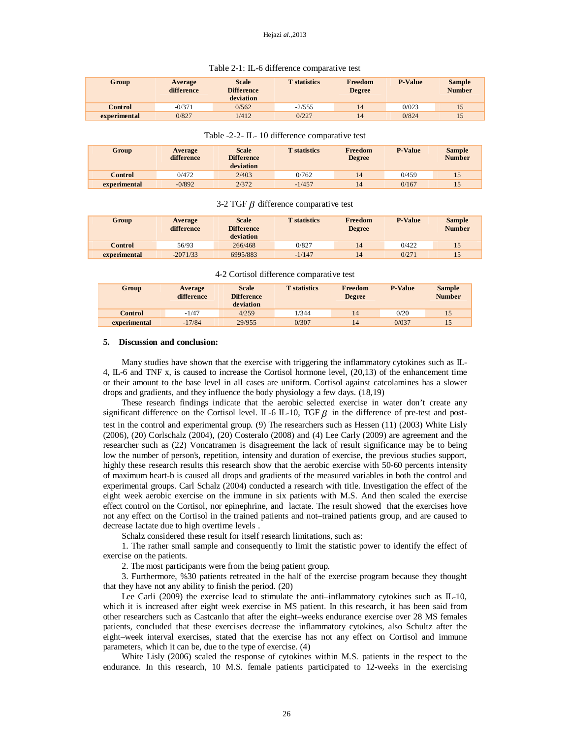Table 2-1: IL-6 difference comparative test

| Group | Average difference | Scale Difference deviation | T statistics | Freedom Degree | P-Value | Sample Number |
|---|---|---|---|---|---|---|
| Control | -0/371 | 0/562 | -2/555 | 14 | 0/023 | 15 |
| experimental | 0/827 | 1/412 | 0/227 | 14 | 0/824 | 15 |

Table -2-2- IL- 10 difference comparative test

| Group | Average difference | Scale Difference deviation | T statistics | Freedom Degree | P-Value | Sample Number |
|---|---|---|---|---|---|---|
| Control | 0/472 | 2/403 | 0/762 | 14 | 0/459 | 15 |
| experimental | -0/892 | 2/372 | -1/457 | 14 | 0/167 | 15 |

3-2 TGF $\beta$ difference comparative test

| Group | Average difference | Scale Difference deviation | T statistics | Freedom Degree | P-Value | Sample Number |
|---|---|---|---|---|---|---|
| Control | 56/93 | 266/468 | 0/827 | 14 | 0/422 | 15 |
| experimental | -2071/33 | 6995/883 | -1/147 | 14 | 0/271 | 15 |

4-2 Cortisol difference comparative test

| Group | Average difference | Scale Difference deviation | T statistics | Freedom Degree | P-Value | Sample Number |
|---|---|---|---|---|---|---|
| Control | -1/47 | 4/259 | 1/344 | 14 | 0/20 | 15 |
| experimental | -17/84 | 29/955 | 0/307 | 14 | 0/037 | 15 |

## 5. Discussion and conclusion:

Many studies have shown that the exercise with triggering the inflammatory cytokines such as IL-4, IL-6 and TNF x, is caused to increase the Cortisol hormone level, (20,13) of the enhancement time or their amount to the base level in all cases are uniform. Cortisol against catcolamines has a slower drops and gradients, and they influence the body physiology a few days. (18,19)

These research findings indicate that the aerobic selected exercise in water don't create any significant difference on the Cortisol level. IL-6 IL-10, TGF $\beta$ in the difference of pre-test and post-test in the control and experimental group. (9) The researchers such as Hessen (11) (2003) White Lisly (2006), (20) Corlschalz (2004), (20) Costeralo (2008) and (4) Lee Carly (2009) are agreement and the researcher such as (22) Voncatramen is disagreement the lack of result significance may be to being low the number of person's, repetition, intensity and duration of exercise, the previous studies support, highly these research results this research show that the aerobic exercise with 50-60 percents intensity of maximum heart-b is caused all drops and gradients of the measured variables in both the control and experimental groups. Carl Schalz (2004) conducted a research with title. Investigation the effect of the eight week aerobic exercise on the immune in six patients with M.S. And then scaled the exercise effect control on the Cortisol, nor epinephrine, and lactate. The result showed that the exercises hove not any effect on the Cortisol in the trained patients and not–trained patients group, and are caused to decrease lactate due to high overtime levels .

Schalz considered these result for itself research limitations, such as:

1. The rather small sample and consequently to limit the statistic power to identify the effect of exercise on the patients.

2. The most participants were from the being patient group.

3. Furthermore, %30 patients retreated in the half of the exercise program because they thought that they have not any ability to finish the period. (20)

Lee Carli (2009) the exercise lead to stimulate the anti–inflammatory cytokines such as IL-10, which it is increased after eight week exercise in MS patient. In this research, it has been said from other researchers such as Castcanlo that after the eight–weeks endurance exercise over 28 MS females patients, concluded that these exercises decrease the inflammatory cytokines, also Schultz after the eight–week interval exercises, stated that the exercise has not any effect on Cortisol and immune parameters, which it can be, due to the type of exercise. (4)

White Lisly (2006) scaled the response of cytokines within M.S. patients in the respect to the endurance. In this research, 10 M.S. female patients participated to 12-weeks in the exercising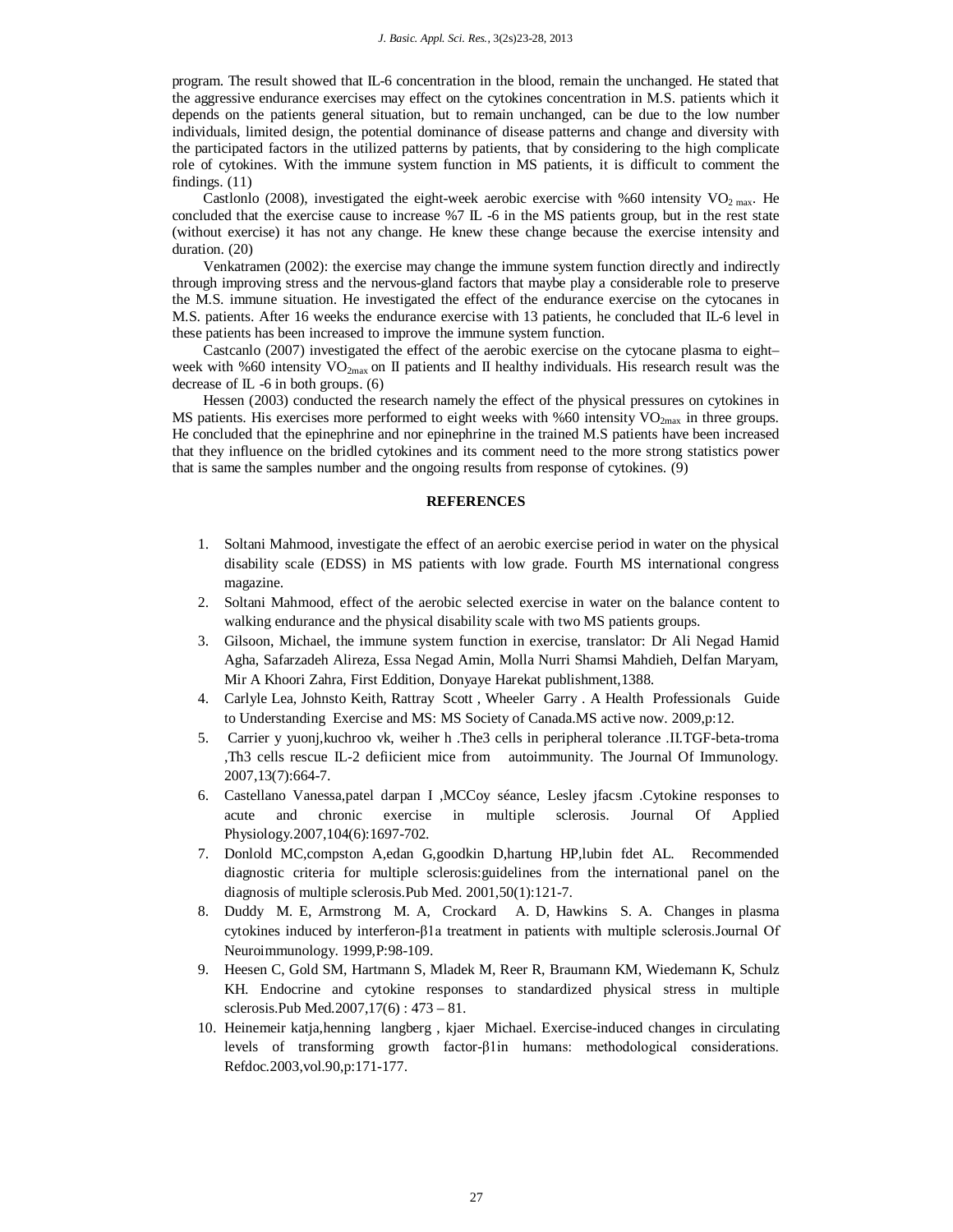program. The result showed that IL-6 concentration in the blood, remain the unchanged. He stated that the aggressive endurance exercises may effect on the cytokines concentration in M.S. patients which it depends on the patients general situation, but to remain unchanged, can be due to the low number individuals, limited design, the potential dominance of disease patterns and change and diversity with the participated factors in the utilized patterns by patients, that by considering to the high complicate role of cytokines. With the immune system function in MS patients, it is difficult to comment the findings. (11)

Castlonlo (2008), investigated the eight-week aerobic exercise with %60 intensity $VO_{2\ max}$. He concluded that the exercise cause to increase %7 IL -6 in the MS patients group, but in the rest state (without exercise) it has not any change. He knew these change because the exercise intensity and duration. (20)

Venkatramen (2002): the exercise may change the immune system function directly and indirectly through improving stress and the nervous-gland factors that maybe play a considerable role to preserve the M.S. immune situation. He investigated the effect of the endurance exercise on the cytocanes in M.S. patients. After 16 weeks the endurance exercise with 13 patients, he concluded that IL-6 level in these patients has been increased to improve the immune system function.

Castcanlo (2007) investigated the effect of the aerobic exercise on the cytocane plasma to eight–week with %60 intensity $VO_{2max}$ on II patients and II healthy individuals. His research result was the decrease of IL -6 in both groups. (6)

Hessen (2003) conducted the research namely the effect of the physical pressures on cytokines in MS patients. His exercises more performed to eight weeks with %60 intensity $VO_{2max}$ in three groups. He concluded that the epinephrine and nor epinephrine in the trained M.S patients have been increased that they influence on the bridled cytokines and its comment need to the more strong statistics power that is same the samples number and the ongoing results from response of cytokines. (9)

## REFERENCES

1. Soltani Mahmood, investigate the effect of an aerobic exercise period in water on the physical disability scale (EDSS) in MS patients with low grade. Fourth MS international congress magazine.
2. Soltani Mahmood, effect of the aerobic selected exercise in water on the balance content to walking endurance and the physical disability scale with two MS patients groups.
3. Gilsoon, Michael, the immune system function in exercise, translator: Dr Ali Negad Hamid Agha, Safarzadeh Alireza, Essa Negad Amin, Molla Nurri Shamsi Mahdieh, Delfan Maryam, Mir A Khoori Zahra, First Eddition, Donyaye Harekat publishment,1388.
4. Carlyle Lea, Johnsto Keith, Rattray Scott , Wheeler Garry . A Health Professionals Guide to Understanding Exercise and MS: MS Society of Canada.MS active now. 2009,p:12.
5. Carrier y yuonj,kuchroo vk, weiher h .The3 cells in peripheral tolerance .II.TGF-beta-troma ,Th3 cells rescue IL-2 defiicient mice from autoimmunity. The Journal Of Immunology. 2007,13(7):664-7.
6. Castellano Vanessa,patel darpan I ,MCCoy séance, Lesley jfacsm .Cytokine responses to acute and chronic exercise in multiple sclerosis. Journal Of Applied Physiology.2007,104(6):1697-702.
7. Donlold MC,compston A,edan G,goodkin D,hartung HP,lubin fdet AL. Recommended diagnostic criteria for multiple sclerosis:guidelines from the international panel on the diagnosis of multiple sclerosis.Pub Med. 2001,50(1):121-7.
8. Duddy M. E, Armstrong M. A, Crockard A. D, Hawkins S. A. Changes in plasma cytokines induced by interferon-β1a treatment in patients with multiple sclerosis.Journal Of Neuroimmunology. 1999,P:98-109.
9. Heesen C, Gold SM, Hartmann S, Mladek M, Reer R, Braumann KM, Wiedemann K, Schulz KH. Endocrine and cytokine responses to standardized physical stress in multiple sclerosis.Pub Med.2007,17(6) : 473 – 81.
10. Heinemeir katja,henning langberg , kjaer Michael. Exercise-induced changes in circulating levels of transforming growth factor-β1in humans: methodological considerations. Refdoc.2003,vol.90,p:171-177.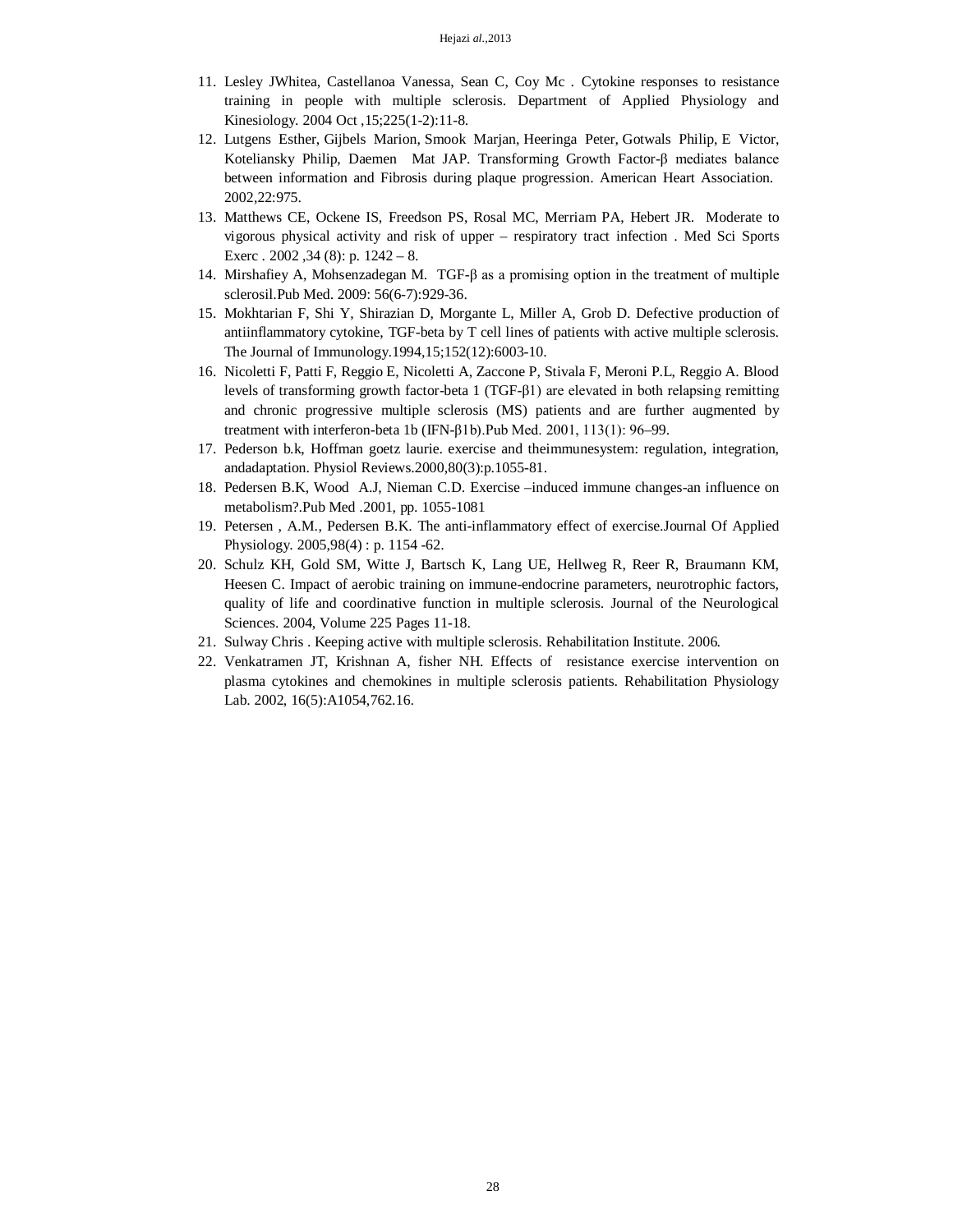11. Lesley JWhitea, Castellanoa Vanessa, Sean C, Coy Mc . Cytokine responses to resistance training in people with multiple sclerosis. Department of Applied Physiology and Kinesiology. 2004 Oct ,15;225(1-2):11-8.
12. Lutgens Esther, Gijbels Marion, Smook Marjan, Heeringa Peter, Gotwals Philip, E Victor, Koteliansky Philip, Daemen Mat JAP. Transforming Growth Factor-β mediates balance between information and Fibrosis during plaque progression. American Heart Association. 2002,22:975.
13. Matthews CE, Ockene IS, Freedson PS, Rosal MC, Merriam PA, Hebert JR. Moderate to vigorous physical activity and risk of upper – respiratory tract infection . Med Sci Sports Exerc . 2002 ,34 (8): p. 1242 – 8.
14. Mirshafiey A, Mohsenzadegan M. TGF-β as a promising option in the treatment of multiple sclerosil.Pub Med. 2009: 56(6-7):929-36.
15. Mokhtarian F, Shi Y, Shirazian D, Morgante L, Miller A, Grob D. Defective production of antiinflammatory cytokine, TGF-beta by T cell lines of patients with active multiple sclerosis. The Journal of Immunology.1994,15;152(12):6003-10.
16. Nicoletti F, Patti F, Reggio E, Nicoletti A, Zaccone P, Stivala F, Meroni P.L, Reggio A. Blood levels of transforming growth factor-beta 1 (TGF-β1) are elevated in both relapsing remitting and chronic progressive multiple sclerosis (MS) patients and are further augmented by treatment with interferon-beta 1b (IFN-β1b).Pub Med. 2001, 113(1): 96–99.
17. Pederson b.k, Hoffman goetz laurie. exercise and theimmunesystem: regulation, integration, andadaptation. Physiol Reviews.2000,80(3):p.1055-81.
18. Pedersen B.K, Wood A.J, Nieman C.D. Exercise –induced immune changes-an influence on metabolism?.Pub Med .2001, pp. 1055-1081
19. Petersen , A.M., Pedersen B.K. The anti-inflammatory effect of exercise.Journal Of Applied Physiology. 2005,98(4) : p. 1154 -62.
20. Schulz KH, Gold SM, Witte J, Bartsch K, Lang UE, Hellweg R, Reer R, Braumann KM, Heesen C. Impact of aerobic training on immune-endocrine parameters, neurotrophic factors, quality of life and coordinative function in multiple sclerosis. Journal of the Neurological Sciences. 2004, Volume 225 Pages 11-18.
21. Sulway Chris . Keeping active with multiple sclerosis. Rehabilitation Institute. 2006.
22. Venkatramen JT, Krishnan A, fisher NH. Effects of resistance exercise intervention on plasma cytokines and chemokines in multiple sclerosis patients. Rehabilitation Physiology Lab. 2002, 16(5):A1054,762.16.